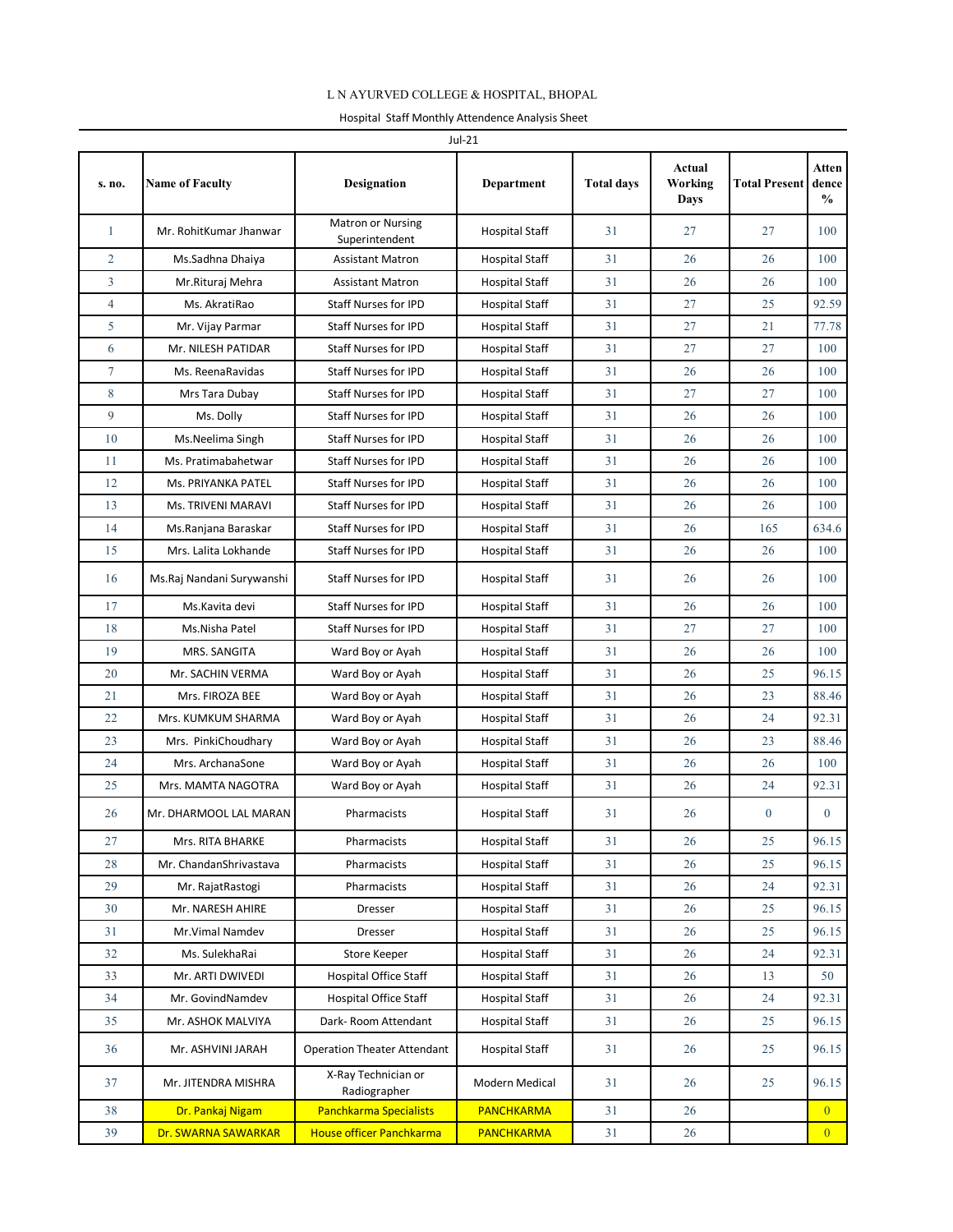L N AYURVED COLLEGE & HOSPITAL, BHOPAL

Hospital Staff Monthly Attendence Analysis Sheet

Jul-21

| s. no. | Name of Faculty | Designation | Department | Total days | Actual Working Days | Total Present | Attendence % |
|---|---|---|---|---|---|---|---|
| 1 | Mr. RohitKumar Jhanwar | Matron or Nursing Superintendent | Hospital Staff | 31 | 27 | 27 | 100 |
| 2 | Ms.Sadhna Dhaiya | Assistant Matron | Hospital Staff | 31 | 26 | 26 | 100 |
| 3 | Mr.Rituraj Mehra | Assistant Matron | Hospital Staff | 31 | 26 | 26 | 100 |
| 4 | Ms. AkratiRao | Staff Nurses for IPD | Hospital Staff | 31 | 27 | 25 | 92.59 |
| 5 | Mr. Vijay Parmar | Staff Nurses for IPD | Hospital Staff | 31 | 27 | 21 | 77.78 |
| 6 | Mr. NILESH PATIDAR | Staff Nurses for IPD | Hospital Staff | 31 | 27 | 27 | 100 |
| 7 | Ms. ReenaRavidas | Staff Nurses for IPD | Hospital Staff | 31 | 26 | 26 | 100 |
| 8 | Mrs Tara Dubay | Staff Nurses for IPD | Hospital Staff | 31 | 27 | 27 | 100 |
| 9 | Ms. Dolly | Staff Nurses for IPD | Hospital Staff | 31 | 26 | 26 | 100 |
| 10 | Ms.Neelima Singh | Staff Nurses for IPD | Hospital Staff | 31 | 26 | 26 | 100 |
| 11 | Ms. Pratimabahetwar | Staff Nurses for IPD | Hospital Staff | 31 | 26 | 26 | 100 |
| 12 | Ms. PRIYANKA PATEL | Staff Nurses for IPD | Hospital Staff | 31 | 26 | 26 | 100 |
| 13 | Ms. TRIVENI MARAVI | Staff Nurses for IPD | Hospital Staff | 31 | 26 | 26 | 100 |
| 14 | Ms.Ranjana Baraskar | Staff Nurses for IPD | Hospital Staff | 31 | 26 | 165 | 634.6 |
| 15 | Mrs. Lalita Lokhande | Staff Nurses for IPD | Hospital Staff | 31 | 26 | 26 | 100 |
| 16 | Ms.Raj Nandani Surywanshi | Staff Nurses for IPD | Hospital Staff | 31 | 26 | 26 | 100 |
| 17 | Ms.Kavita devi | Staff Nurses for IPD | Hospital Staff | 31 | 26 | 26 | 100 |
| 18 | Ms.Nisha Patel | Staff Nurses for IPD | Hospital Staff | 31 | 27 | 27 | 100 |
| 19 | MRS. SANGITA | Ward Boy or Ayah | Hospital Staff | 31 | 26 | 26 | 100 |
| 20 | Mr. SACHIN VERMA | Ward Boy or Ayah | Hospital Staff | 31 | 26 | 25 | 96.15 |
| 21 | Mrs. FIROZA BEE | Ward Boy or Ayah | Hospital Staff | 31 | 26 | 23 | 88.46 |
| 22 | Mrs. KUMKUM SHARMA | Ward Boy or Ayah | Hospital Staff | 31 | 26 | 24 | 92.31 |
| 23 | Mrs. PinkiChoudhary | Ward Boy or Ayah | Hospital Staff | 31 | 26 | 23 | 88.46 |
| 24 | Mrs. ArchanaSone | Ward Boy or Ayah | Hospital Staff | 31 | 26 | 26 | 100 |
| 25 | Mrs. MAMTA NAGOTRA | Ward Boy or Ayah | Hospital Staff | 31 | 26 | 24 | 92.31 |
| 26 | Mr. DHARMOOL LAL MARAN | Pharmacists | Hospital Staff | 31 | 26 | 0 | 0 |
| 27 | Mrs. RITA BHARKE | Pharmacists | Hospital Staff | 31 | 26 | 25 | 96.15 |
| 28 | Mr. ChandanShrivastava | Pharmacists | Hospital Staff | 31 | 26 | 25 | 96.15 |
| 29 | Mr. RajatRastogi | Pharmacists | Hospital Staff | 31 | 26 | 24 | 92.31 |
| 30 | Mr. NARESH AHIRE | Dresser | Hospital Staff | 31 | 26 | 25 | 96.15 |
| 31 | Mr.Vimal Namdev | Dresser | Hospital Staff | 31 | 26 | 25 | 96.15 |
| 32 | Ms. SulekhaRai | Store Keeper | Hospital Staff | 31 | 26 | 24 | 92.31 |
| 33 | Mr. ARTI DWIVEDI | Hospital Office Staff | Hospital Staff | 31 | 26 | 13 | 50 |
| 34 | Mr. GovindNamdev | Hospital Office Staff | Hospital Staff | 31 | 26 | 24 | 92.31 |
| 35 | Mr. ASHOK MALVIYA | Dark- Room Attendant | Hospital Staff | 31 | 26 | 25 | 96.15 |
| 36 | Mr. ASHVINI JARAH | Operation Theater Attendant | Hospital Staff | 31 | 26 | 25 | 96.15 |
| 37 | Mr. JITENDRA MISHRA | X-Ray Technician or Radiographer | Modern Medical | 31 | 26 | 25 | 96.15 |
| 38 | Dr. Pankaj Nigam | Panchkarma Specialists | PANCHKARMA | 31 | 26 | | 0 |
| 39 | Dr. SWARNA SAWARKAR | House officer Panchkarma | PANCHKARMA | 31 | 26 | | 0 |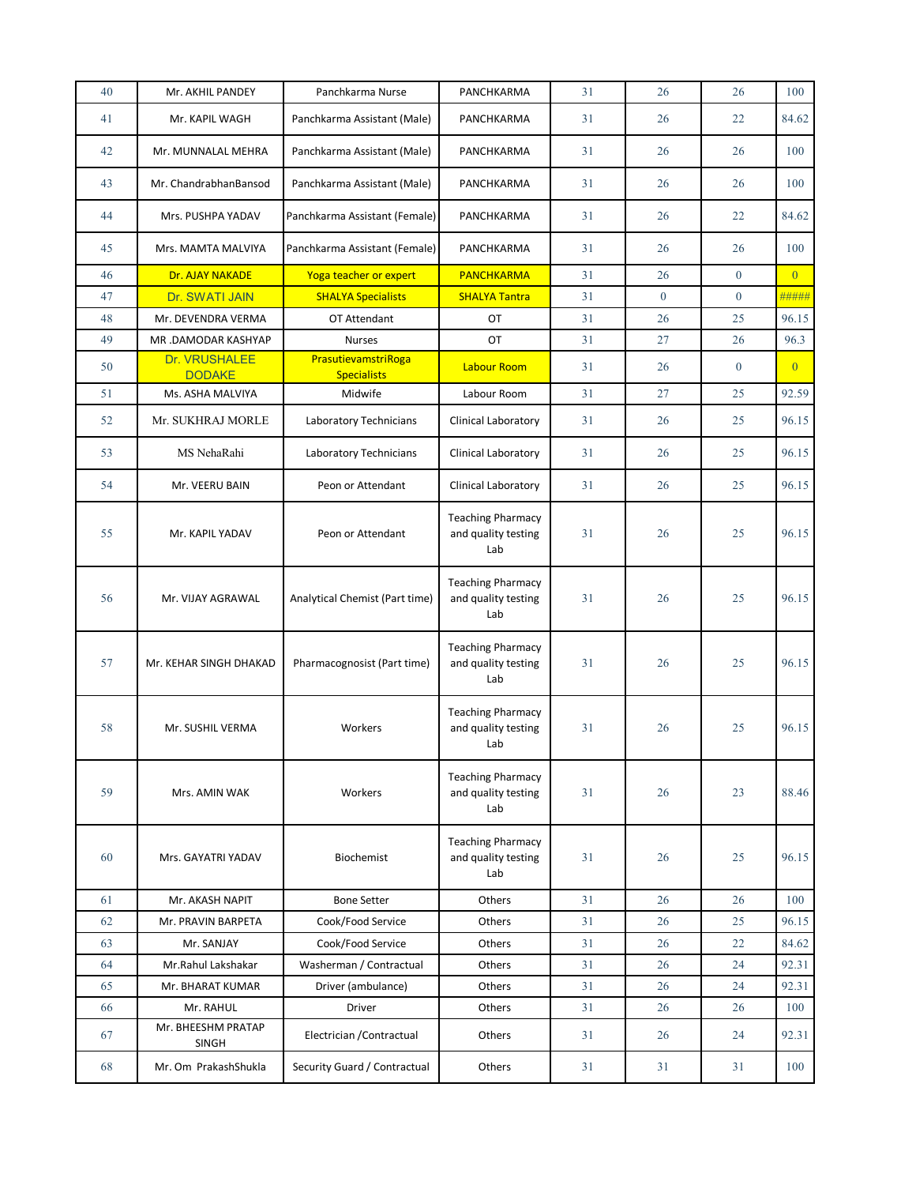| 40 | Mr. AKHIL PANDEY | Panchkarma Nurse | PANCHKARMA | 31 | 26 | 26 | 100 |
|---|---|---|---|---|---|---|---|
| 41 | Mr. KAPIL WAGH | Panchkarma Assistant (Male) | PANCHKARMA | 31 | 26 | 22 | 84.62 |
| 42 | Mr. MUNNALAL MEHRA | Panchkarma Assistant (Male) | PANCHKARMA | 31 | 26 | 26 | 100 |
| 43 | Mr. ChandrabhanBansod | Panchkarma Assistant (Male) | PANCHKARMA | 31 | 26 | 26 | 100 |
| 44 | Mrs. PUSHPA YADAV | Panchkarma Assistant (Female) | PANCHKARMA | 31 | 26 | 22 | 84.62 |
| 45 | Mrs. MAMTA MALVIYA | Panchkarma Assistant (Female) | PANCHKARMA | 31 | 26 | 26 | 100 |
| 46 | Dr. AJAY NAKADE | Yoga teacher or expert | PANCHKARMA | 31 | 26 | 0 | 0 |
| 47 | Dr. SWATI JAIN | SHALYA Specialists | SHALYA Tantra | 31 | 0 | 0 | ##### |
| 48 | Mr. DEVENDRA VERMA | OT Attendant | OT | 31 | 26 | 25 | 96.15 |
| 49 | MR .DAMODAR KASHYAP | Nurses | OT | 31 | 27 | 26 | 96.3 |
| 50 | Dr. VRUSHALEE DODAKE | PrasutievamstriRoga Specialists | Labour Room | 31 | 26 | 0 | 0 |
| 51 | Ms. ASHA MALVIYA | Midwife | Labour Room | 31 | 27 | 25 | 92.59 |
| 52 | Mr. SUKHRAJ MORLE | Laboratory Technicians | Clinical Laboratory | 31 | 26 | 25 | 96.15 |
| 53 | MS NehaRahi | Laboratory Technicians | Clinical Laboratory | 31 | 26 | 25 | 96.15 |
| 54 | Mr. VEERU BAIN | Peon or Attendant | Clinical Laboratory | 31 | 26 | 25 | 96.15 |
| 55 | Mr. KAPIL YADAV | Peon or Attendant | Teaching Pharmacy and quality testing Lab | 31 | 26 | 25 | 96.15 |
| 56 | Mr. VIJAY AGRAWAL | Analytical Chemist (Part time) | Teaching Pharmacy and quality testing Lab | 31 | 26 | 25 | 96.15 |
| 57 | Mr. KEHAR SINGH DHAKAD | Pharmacognosist (Part time) | Teaching Pharmacy and quality testing Lab | 31 | 26 | 25 | 96.15 |
| 58 | Mr. SUSHIL VERMA | Workers | Teaching Pharmacy and quality testing Lab | 31 | 26 | 25 | 96.15 |
| 59 | Mrs. AMIN WAK | Workers | Teaching Pharmacy and quality testing Lab | 31 | 26 | 23 | 88.46 |
| 60 | Mrs. GAYATRI YADAV | Biochemist | Teaching Pharmacy and quality testing Lab | 31 | 26 | 25 | 96.15 |
| 61 | Mr. AKASH NAPIT | Bone Setter | Others | 31 | 26 | 26 | 100 |
| 62 | Mr. PRAVIN BARPETA | Cook/Food Service | Others | 31 | 26 | 25 | 96.15 |
| 63 | Mr. SANJAY | Cook/Food Service | Others | 31 | 26 | 22 | 84.62 |
| 64 | Mr.Rahul Lakshakar | Washerman / Contractual | Others | 31 | 26 | 24 | 92.31 |
| 65 | Mr. BHARAT KUMAR | Driver (ambulance) | Others | 31 | 26 | 24 | 92.31 |
| 66 | Mr. RAHUL | Driver | Others | 31 | 26 | 26 | 100 |
| 67 | Mr. BHEESHM PRATAP SINGH | Electrician /Contractual | Others | 31 | 26 | 24 | 92.31 |
| 68 | Mr. Om PrakashShukla | Security Guard / Contractual | Others | 31 | 31 | 31 | 100 |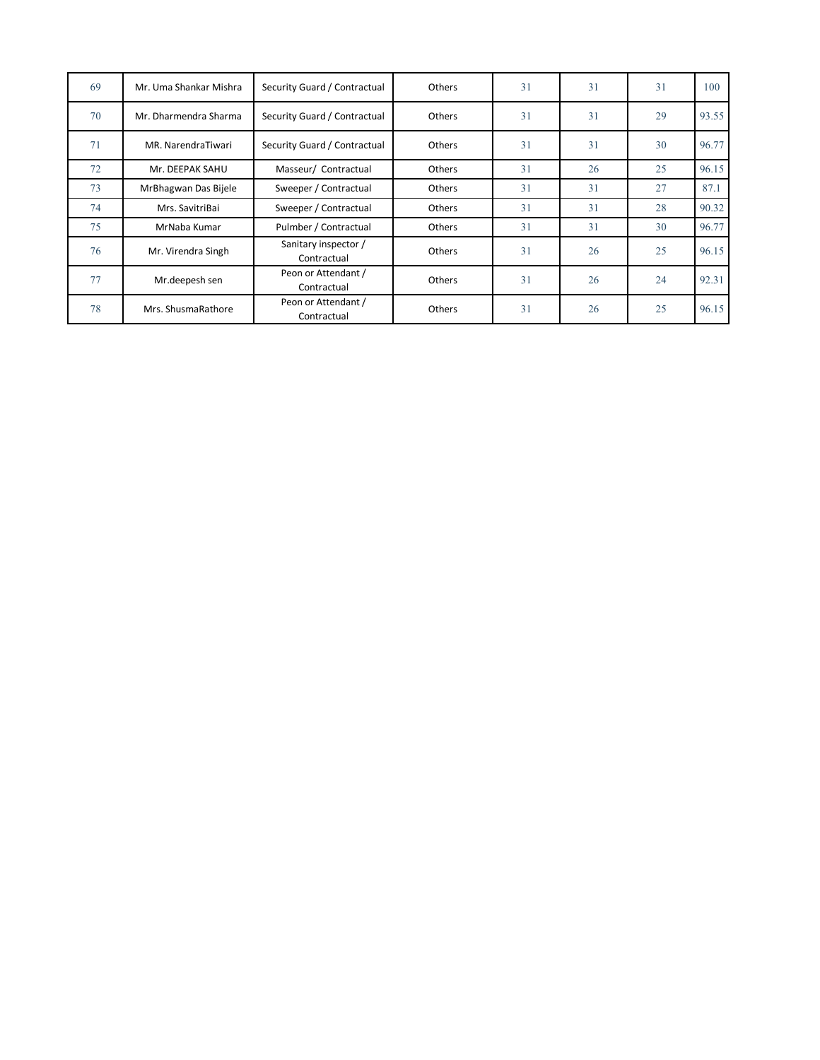| | | | | | | | |
|---|---|---|---|---|---|---|---|
| 69 | Mr. Uma Shankar Mishra | Security Guard / Contractual | Others | 31 | 31 | 31 | 100 |
| 70 | Mr. Dharmendra Sharma | Security Guard / Contractual | Others | 31 | 31 | 29 | 93.55 |
| 71 | MR. NarendraTiwari | Security Guard / Contractual | Others | 31 | 31 | 30 | 96.77 |
| 72 | Mr. DEEPAK SAHU | Masseur/ Contractual | Others | 31 | 26 | 25 | 96.15 |
| 73 | MrBhagwan Das Bijele | Sweeper / Contractual | Others | 31 | 31 | 27 | 87.1 |
| 74 | Mrs. SavitriBai | Sweeper / Contractual | Others | 31 | 31 | 28 | 90.32 |
| 75 | MrNaba Kumar | Pulmber / Contractual | Others | 31 | 31 | 30 | 96.77 |
| 76 | Mr. Virendra Singh | Sanitary inspector / Contractual | Others | 31 | 26 | 25 | 96.15 |
| 77 | Mr.deepesh sen | Peon or Attendant / Contractual | Others | 31 | 26 | 24 | 92.31 |
| 78 | Mrs. ShusmaRathore | Peon or Attendant / Contractual | Others | 31 | 26 | 25 | 96.15 |